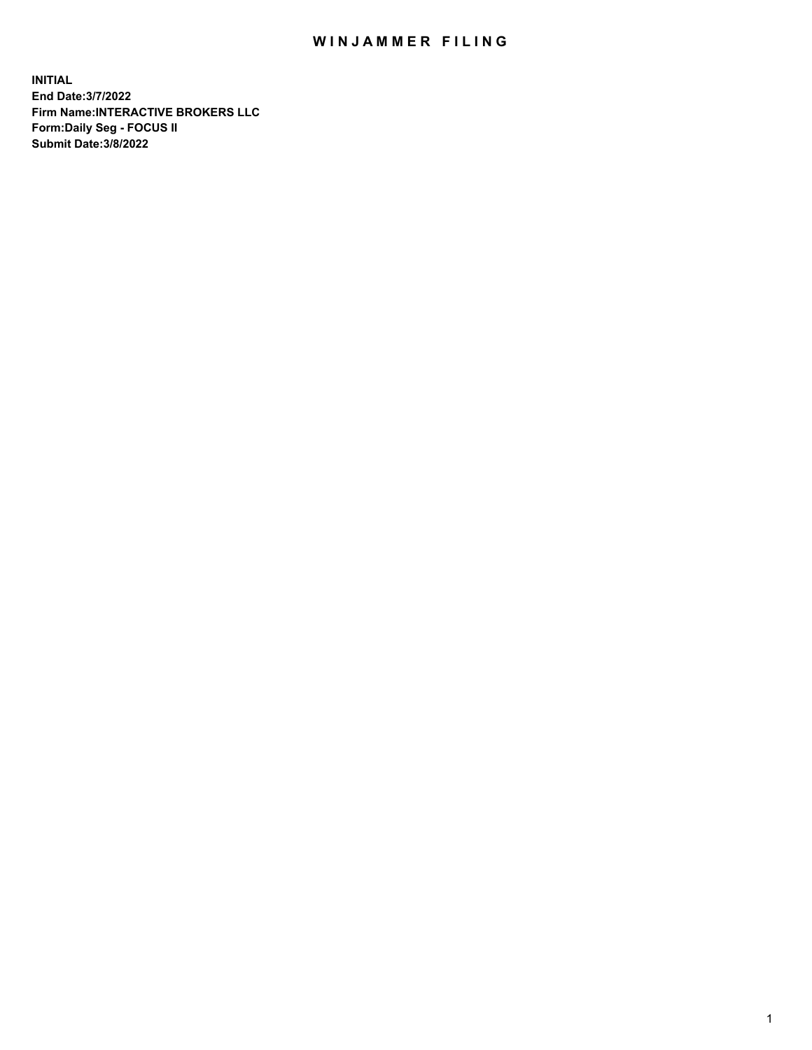# WINJAMMER FILING

**INITIAL**
**End Date:3/7/2022**
**Firm Name:INTERACTIVE BROKERS LLC**
**Form:Daily Seg - FOCUS II**
**Submit Date:3/8/2022**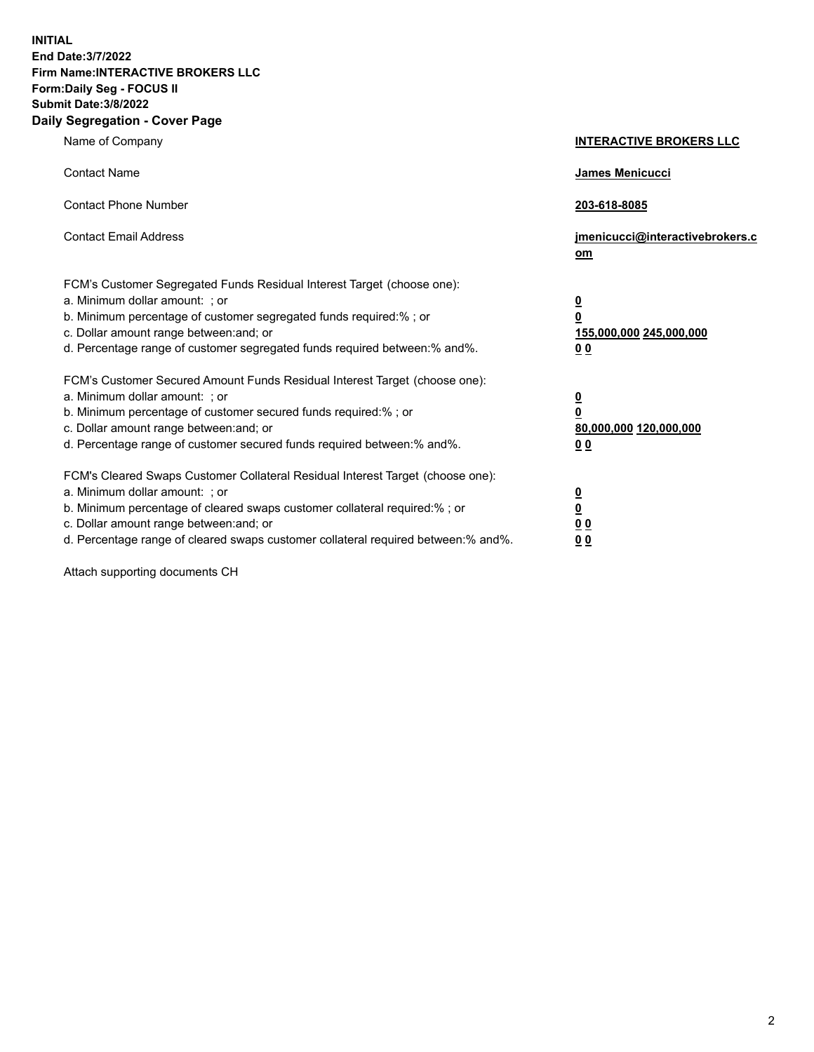**INITIAL**
**End Date:3/7/2022**
**Firm Name:INTERACTIVE BROKERS LLC**
**Form:Daily Seg - FOCUS II**
**Submit Date:3/8/2022**

## Daily Segregation - Cover Page

| | |
|---|---|
| Name of Company | **INTERACTIVE BROKERS LLC** |
| Contact Name | **James Menicucci** |
| Contact Phone Number | **203-618-8085** |
| Contact Email Address | **jmenicucci@interactivebrokers.com** |

| | |
|---|---|
| FCM's Customer Segregated Funds Residual Interest Target (choose one): | |
| a. Minimum dollar amount: ; or | **0** |
| b. Minimum percentage of customer segregated funds required:% ; or | **0** |
| c. Dollar amount range between:and; or | **155,000,000 245,000,000** |
| d. Percentage range of customer segregated funds required between:% and%. | **0 0** |
| FCM's Customer Secured Amount Funds Residual Interest Target (choose one): | |
| a. Minimum dollar amount: ; or | **0** |
| b. Minimum percentage of customer secured funds required:% ; or | **0** |
| c. Dollar amount range between:and; or | **80,000,000 120,000,000** |
| d. Percentage range of customer secured funds required between:% and%. | **0 0** |
| FCM's Cleared Swaps Customer Collateral Residual Interest Target (choose one): | |
| a. Minimum dollar amount: ; or | **0** |
| b. Minimum percentage of cleared swaps customer collateral required:% ; or | **0** |
| c. Dollar amount range between:and; or | **0 0** |
| d. Percentage range of cleared swaps customer collateral required between:% and%. | **0 0** |

Attach supporting documents CH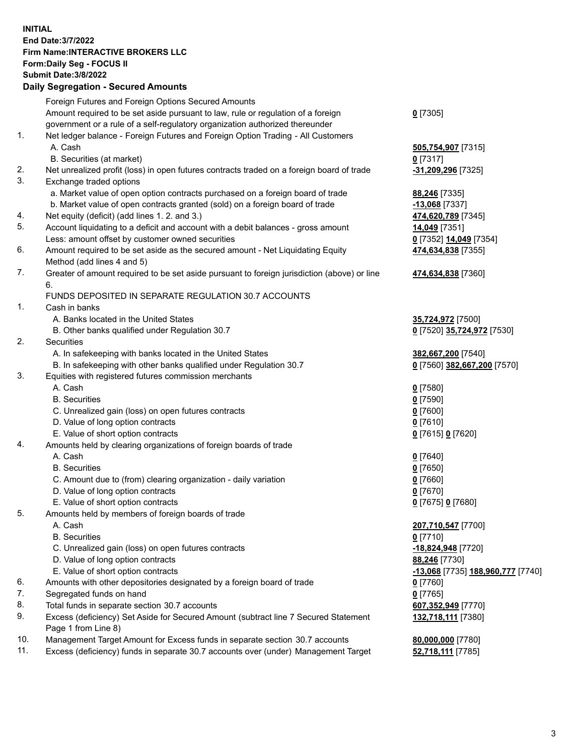**INITIAL**
**End Date:3/7/2022**
**Firm Name:INTERACTIVE BROKERS LLC**
**Form:Daily Seg - FOCUS II**
**Submit Date:3/8/2022**

### Daily Segregation - Secured Amounts

| | | |
|---|---|---|
| | Foreign Futures and Foreign Options Secured Amounts | |
| | Amount required to be set aside pursuant to law, rule or regulation of a foreign government or a rule of a self-regulatory organization authorized thereunder | **0** [7305] |
| 1. | Net ledger balance - Foreign Futures and Foreign Option Trading - All Customers | |
| | A. Cash | **505,754,907** [7315] |
| | B. Securities (at market) | **0** [7317] |
| 2. | Net unrealized profit (loss) in open futures contracts traded on a foreign board of trade | **-31,209,296** [7325] |
| 3. | Exchange traded options | |
| | a. Market value of open option contracts purchased on a foreign board of trade | **88,246** [7335] |
| | b. Market value of open contracts granted (sold) on a foreign board of trade | **-13,068** [7337] |
| 4. | Net equity (deficit) (add lines 1. 2. and 3.) | **474,620,789** [7345] |
| 5. | Account liquidating to a deficit and account with a debit balances - gross amount | **14,049** [7351] |
| | Less: amount offset by customer owned securities | **0** [7352] **14,049** [7354] |
| 6. | Amount required to be set aside as the secured amount - Net Liquidating Equity Method (add lines 4 and 5) | **474,634,838** [7355] |
| 7. | Greater of amount required to be set aside pursuant to foreign jurisdiction (above) or line 6. | **474,634,838** [7360] |
| | FUNDS DEPOSITED IN SEPARATE REGULATION 30.7 ACCOUNTS | |
| 1. | Cash in banks | |
| | A. Banks located in the United States | **35,724,972** [7500] |
| | B. Other banks qualified under Regulation 30.7 | **0** [7520] **35,724,972** [7530] |
| 2. | Securities | |
| | A. In safekeeping with banks located in the United States | **382,667,200** [7540] |
| | B. In safekeeping with other banks qualified under Regulation 30.7 | **0** [7560] **382,667,200** [7570] |
| 3. | Equities with registered futures commission merchants | |
| | A. Cash | **0** [7580] |
| | B. Securities | **0** [7590] |
| | C. Unrealized gain (loss) on open futures contracts | **0** [7600] |
| | D. Value of long option contracts | **0** [7610] |
| | E. Value of short option contracts | **0** [7615] **0** [7620] |
| 4. | Amounts held by clearing organizations of foreign boards of trade | |
| | A. Cash | **0** [7640] |
| | B. Securities | **0** [7650] |
| | C. Amount due to (from) clearing organization - daily variation | **0** [7660] |
| | D. Value of long option contracts | **0** [7670] |
| | E. Value of short option contracts | **0** [7675] **0** [7680] |
| 5. | Amounts held by members of foreign boards of trade | |
| | A. Cash | **207,710,547** [7700] |
| | B. Securities | **0** [7710] |
| | C. Unrealized gain (loss) on open futures contracts | **-18,824,948** [7720] |
| | D. Value of long option contracts | **88,246** [7730] |
| | E. Value of short option contracts | **-13,068** [7735] **188,960,777** [7740] |
| 6. | Amounts with other depositories designated by a foreign board of trade | **0** [7760] |
| 7. | Segregated funds on hand | **0** [7765] |
| 8. | Total funds in separate section 30.7 accounts | **607,352,949** [7770] |
| 9. | Excess (deficiency) Set Aside for Secured Amount (subtract line 7 Secured Statement Page 1 from Line 8) | **132,718,111** [7380] |
| 10. | Management Target Amount for Excess funds in separate section 30.7 accounts | **80,000,000** [7780] |
| 11. | Excess (deficiency) funds in separate 30.7 accounts over (under) Management Target | **52,718,111** [7785] |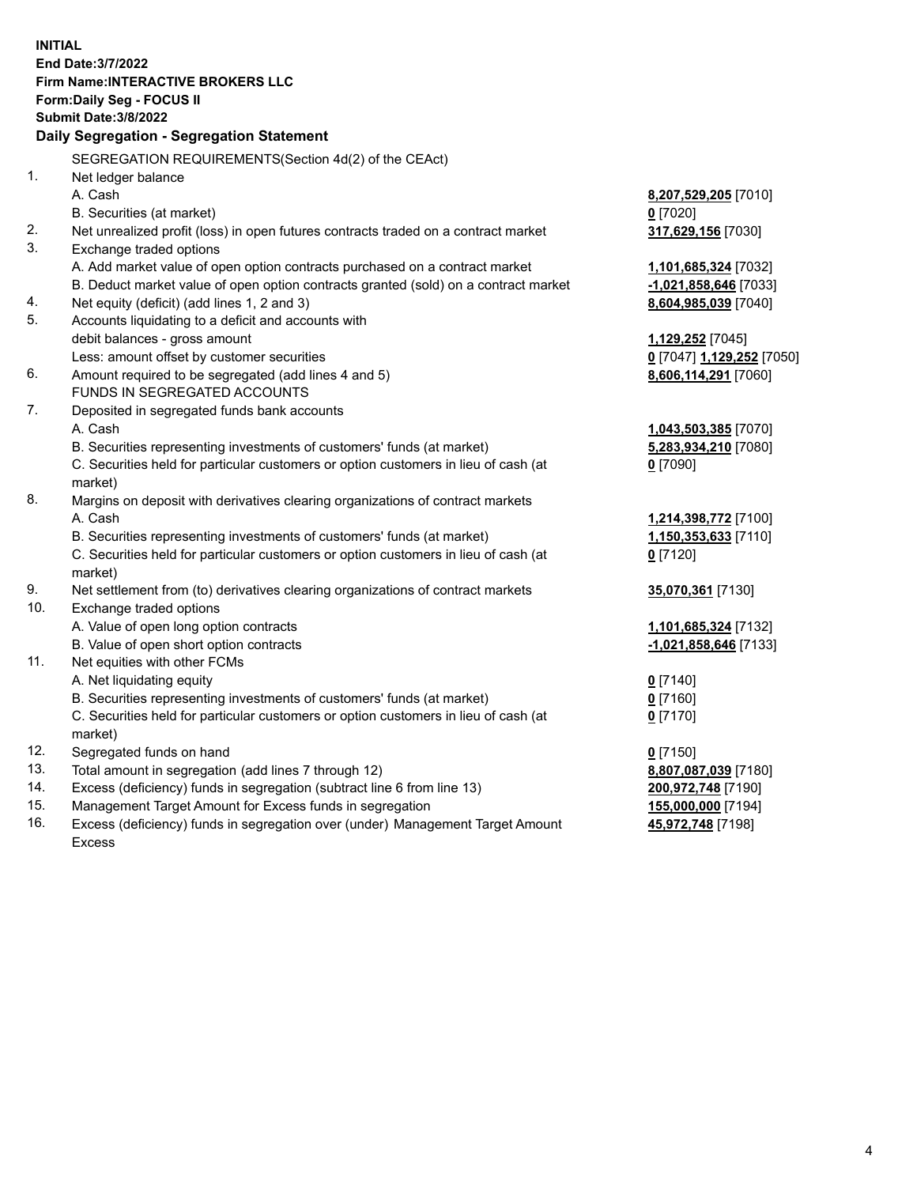**INITIAL**
**End Date:3/7/2022**
**Firm Name:INTERACTIVE BROKERS LLC**
**Form:Daily Seg - FOCUS II**
**Submit Date:3/8/2022**

### Daily Segregation - Segregation Statement

SEGREGATION REQUIREMENTS(Section 4d(2) of the CEAct)

| | | |
|---|---|---|
| 1. | Net ledger balance | |
| | A. Cash | **8,207,529,205** [7010] |
| | B. Securities (at market) | **0** [7020] |
| 2. | Net unrealized profit (loss) in open futures contracts traded on a contract market | **317,629,156** [7030] |
| 3. | Exchange traded options | |
| | A. Add market value of open option contracts purchased on a contract market | **1,101,685,324** [7032] |
| | B. Deduct market value of open option contracts granted (sold) on a contract market | **-1,021,858,646** [7033] |
| 4. | Net equity (deficit) (add lines 1, 2 and 3) | **8,604,985,039** [7040] |
| 5. | Accounts liquidating to a deficit and accounts with | |
| | debit balances - gross amount | **1,129,252** [7045] |
| | Less: amount offset by customer securities | **0** [7047] **1,129,252** [7050] |
| 6. | Amount required to be segregated (add lines 4 and 5) | **8,606,114,291** [7060] |
| | FUNDS IN SEGREGATED ACCOUNTS | |
| 7. | Deposited in segregated funds bank accounts | |
| | A. Cash | **1,043,503,385** [7070] |
| | B. Securities representing investments of customers' funds (at market) | **5,283,934,210** [7080] |
| | C. Securities held for particular customers or option customers in lieu of cash (at market) | **0** [7090] |
| 8. | Margins on deposit with derivatives clearing organizations of contract markets | |
| | A. Cash | **1,214,398,772** [7100] |
| | B. Securities representing investments of customers' funds (at market) | **1,150,353,633** [7110] |
| | C. Securities held for particular customers or option customers in lieu of cash (at market) | **0** [7120] |
| 9. | Net settlement from (to) derivatives clearing organizations of contract markets | **35,070,361** [7130] |
| 10. | Exchange traded options | |
| | A. Value of open long option contracts | **1,101,685,324** [7132] |
| | B. Value of open short option contracts | **-1,021,858,646** [7133] |
| 11. | Net equities with other FCMs | |
| | A. Net liquidating equity | **0** [7140] |
| | B. Securities representing investments of customers' funds (at market) | **0** [7160] |
| | C. Securities held for particular customers or option customers in lieu of cash (at market) | **0** [7170] |
| 12. | Segregated funds on hand | **0** [7150] |
| 13. | Total amount in segregation (add lines 7 through 12) | **8,807,087,039** [7180] |
| 14. | Excess (deficiency) funds in segregation (subtract line 6 from line 13) | **200,972,748** [7190] |
| 15. | Management Target Amount for Excess funds in segregation | **155,000,000** [7194] |
| 16. | Excess (deficiency) funds in segregation over (under) Management Target Amount Excess | **45,972,748** [7198] |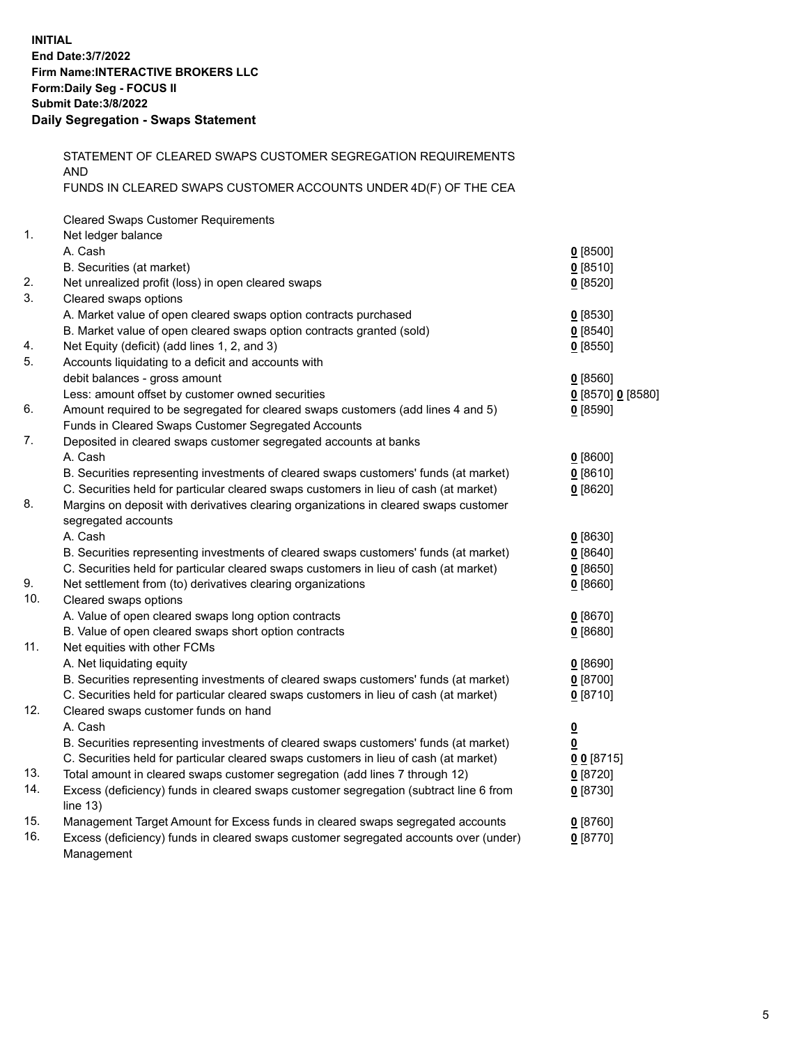**INITIAL**
**End Date:3/7/2022**
**Firm Name:INTERACTIVE BROKERS LLC**
**Form:Daily Seg - FOCUS II**
**Submit Date:3/8/2022**
**Daily Segregation - Swaps Statement**

STATEMENT OF CLEARED SWAPS CUSTOMER SEGREGATION REQUIREMENTS AND FUNDS IN CLEARED SWAPS CUSTOMER ACCOUNTS UNDER 4D(F) OF THE CEA

| | | |
|---|---|---|
| | Cleared Swaps Customer Requirements | |
| 1. | Net ledger balance | |
| | A. Cash | 0 [8500] |
| | B. Securities (at market) | 0 [8510] |
| 2. | Net unrealized profit (loss) in open cleared swaps | 0 [8520] |
| 3. | Cleared swaps options | |
| | A. Market value of open cleared swaps option contracts purchased | 0 [8530] |
| | B. Market value of open cleared swaps option contracts granted (sold) | 0 [8540] |
| 4. | Net Equity (deficit) (add lines 1, 2, and 3) | 0 [8550] |
| 5. | Accounts liquidating to a deficit and accounts with debit balances - gross amount | 0 [8560] |
| | Less: amount offset by customer owned securities | 0 [8570] 0 [8580] |
| 6. | Amount required to be segregated for cleared swaps customers (add lines 4 and 5) | 0 [8590] |
| | Funds in Cleared Swaps Customer Segregated Accounts | |
| 7. | Deposited in cleared swaps customer segregated accounts at banks | |
| | A. Cash | 0 [8600] |
| | B. Securities representing investments of cleared swaps customers' funds (at market) | 0 [8610] |
| | C. Securities held for particular cleared swaps customers in lieu of cash (at market) | 0 [8620] |
| 8. | Margins on deposit with derivatives clearing organizations in cleared swaps customer segregated accounts | |
| | A. Cash | 0 [8630] |
| | B. Securities representing investments of cleared swaps customers' funds (at market) | 0 [8640] |
| | C. Securities held for particular cleared swaps customers in lieu of cash (at market) | 0 [8650] |
| 9. | Net settlement from (to) derivatives clearing organizations | 0 [8660] |
| 10. | Cleared swaps options | |
| | A. Value of open cleared swaps long option contracts | 0 [8670] |
| | B. Value of open cleared swaps short option contracts | 0 [8680] |
| 11. | Net equities with other FCMs | |
| | A. Net liquidating equity | 0 [8690] |
| | B. Securities representing investments of cleared swaps customers' funds (at market) | 0 [8700] |
| | C. Securities held for particular cleared swaps customers in lieu of cash (at market) | 0 [8710] |
| 12. | Cleared swaps customer funds on hand | |
| | A. Cash | 0 |
| | B. Securities representing investments of cleared swaps customers' funds (at market) | 0 |
| | C. Securities held for particular cleared swaps customers in lieu of cash (at market) | 0 0 [8715] |
| 13. | Total amount in cleared swaps customer segregation (add lines 7 through 12) | 0 [8720] |
| 14. | Excess (deficiency) funds in cleared swaps customer segregation (subtract line 6 from line 13) | 0 [8730] |
| 15. | Management Target Amount for Excess funds in cleared swaps segregated accounts | 0 [8760] |
| 16. | Excess (deficiency) funds in cleared swaps customer segregated accounts over (under) Management | 0 [8770] |